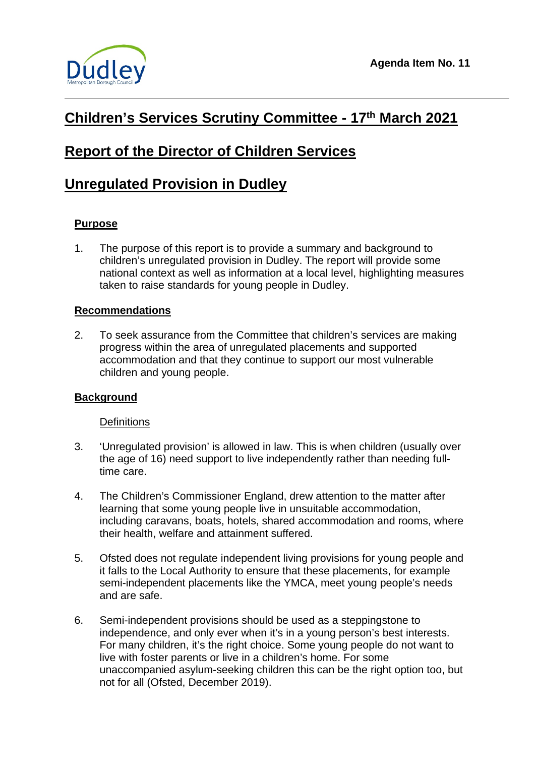**Agenda Item No. 11**

# Children's Services Scrutiny Committee - 17th March 2021

# Report of the Director of Children Services

# Unregulated Provision in Dudley

## Purpose

1. The purpose of this report is to provide a summary and background to children's unregulated provision in Dudley. The report will provide some national context as well as information at a local level, highlighting measures taken to raise standards for young people in Dudley.

## Recommendations

2. To seek assurance from the Committee that children's services are making progress within the area of unregulated placements and supported accommodation and that they continue to support our most vulnerable children and young people.

## Background

### Definitions

3. 'Unregulated provision' is allowed in law. This is when children (usually over the age of 16) need support to live independently rather than needing full-time care.

4. The Children's Commissioner England, drew attention to the matter after learning that some young people live in unsuitable accommodation, including caravans, boats, hotels, shared accommodation and rooms, where their health, welfare and attainment suffered.

5. Ofsted does not regulate independent living provisions for young people and it falls to the Local Authority to ensure that these placements, for example semi-independent placements like the YMCA, meet young people's needs and are safe.

6. Semi-independent provisions should be used as a steppingstone to independence, and only ever when it's in a young person's best interests. For many children, it's the right choice. Some young people do not want to live with foster parents or live in a children's home. For some unaccompanied asylum-seeking children this can be the right option too, but not for all (Ofsted, December 2019).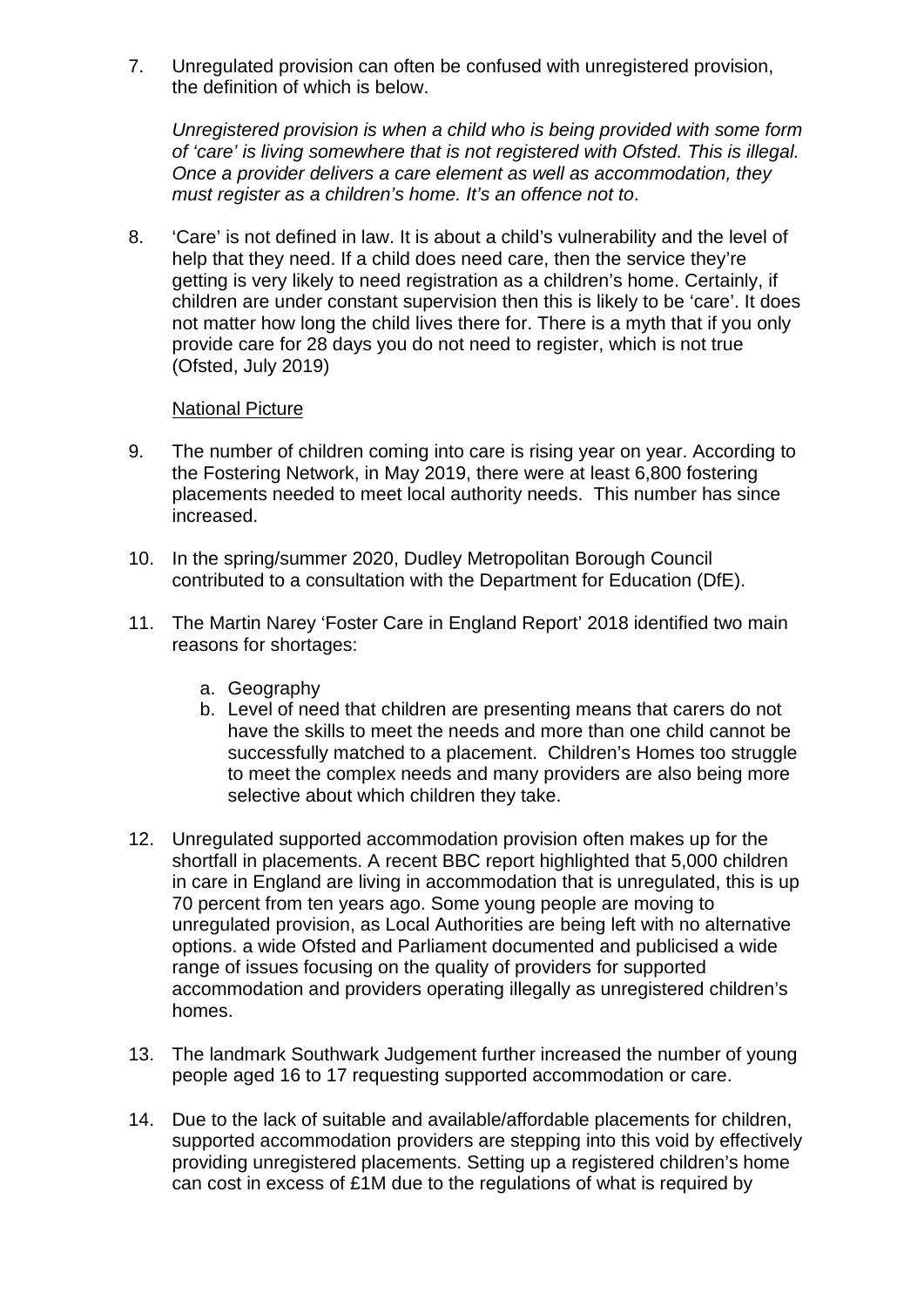7. Unregulated provision can often be confused with unregistered provision, the definition of which is below.

   *Unregistered provision is when a child who is being provided with some form of 'care' is living somewhere that is not registered with Ofsted. This is illegal. Once a provider delivers a care element as well as accommodation, they must register as a children's home. It's an offence not to*.

8. 'Care' is not defined in law. It is about a child's vulnerability and the level of help that they need. If a child does need care, then the service they're getting is very likely to need registration as a children's home. Certainly, if children are under constant supervision then this is likely to be 'care'. It does not matter how long the child lives there for. There is a myth that if you only provide care for 28 days you do not need to register, which is not true (Ofsted, July 2019)

   National Picture

9. The number of children coming into care is rising year on year. According to the Fostering Network, in May 2019, there were at least 6,800 fostering placements needed to meet local authority needs. This number has since increased.

10. In the spring/summer 2020, Dudley Metropolitan Borough Council contributed to a consultation with the Department for Education (DfE).

11. The Martin Narey 'Foster Care in England Report' 2018 identified two main reasons for shortages:

    a. Geography
    b. Level of need that children are presenting means that carers do not have the skills to meet the needs and more than one child cannot be successfully matched to a placement. Children's Homes too struggle to meet the complex needs and many providers are also being more selective about which children they take.

12. Unregulated supported accommodation provision often makes up for the shortfall in placements. A recent BBC report highlighted that 5,000 children in care in England are living in accommodation that is unregulated, this is up 70 percent from ten years ago. Some young people are moving to unregulated provision, as Local Authorities are being left with no alternative options. a wide Ofsted and Parliament documented and publicised a wide range of issues focusing on the quality of providers for supported accommodation and providers operating illegally as unregistered children's homes.

13. The landmark Southwark Judgement further increased the number of young people aged 16 to 17 requesting supported accommodation or care.

14. Due to the lack of suitable and available/affordable placements for children, supported accommodation providers are stepping into this void by effectively providing unregistered placements. Setting up a registered children's home can cost in excess of £1M due to the regulations of what is required by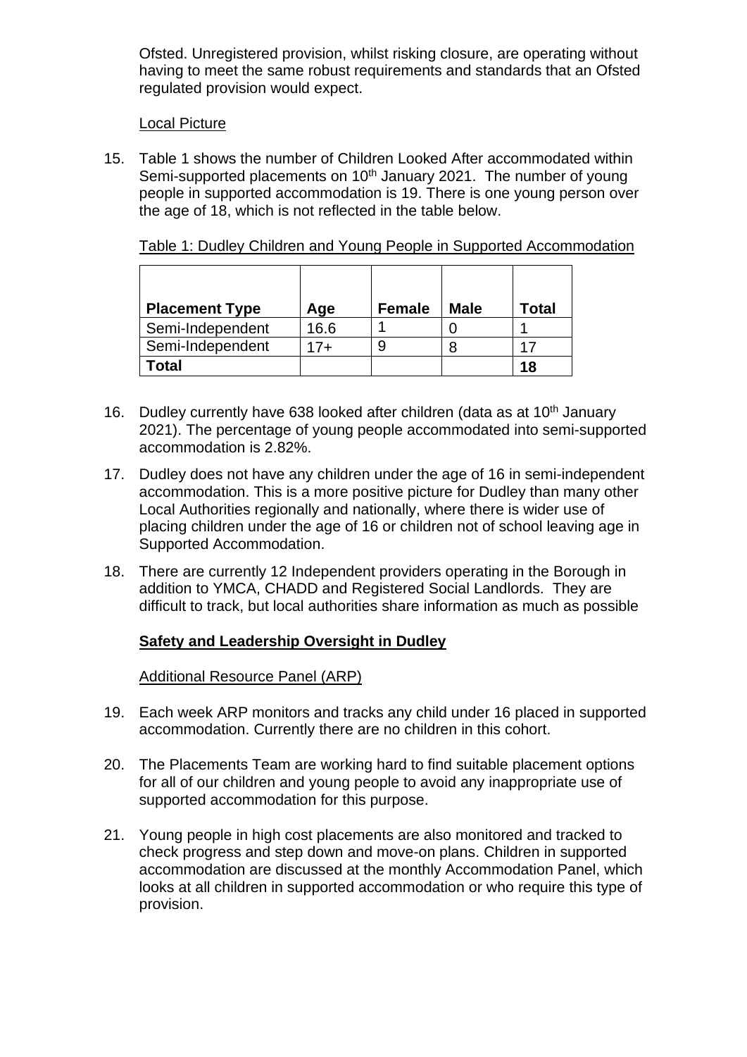Ofsted. Unregistered provision, whilst risking closure, are operating without having to meet the same robust requirements and standards that an Ofsted regulated provision would expect.

Local Picture

15. Table 1 shows the number of Children Looked After accommodated within Semi-supported placements on 10th January 2021. The number of young people in supported accommodation is 19. There is one young person over the age of 18, which is not reflected in the table below.

Table 1: Dudley Children and Young People in Supported Accommodation

| **Placement Type** | **Age** | **Female** | **Male** | **Total** |
|---|---|---|---|---|
| Semi-Independent | 16.6 | 1 | 0 | 1 |
| Semi-Independent | 17+ | 9 | 8 | 17 |
| **Total** | | | | **18** |

16. Dudley currently have 638 looked after children (data as at 10th January 2021). The percentage of young people accommodated into semi-supported accommodation is 2.82%.

17. Dudley does not have any children under the age of 16 in semi-independent accommodation. This is a more positive picture for Dudley than many other Local Authorities regionally and nationally, where there is wider use of placing children under the age of 16 or children not of school leaving age in Supported Accommodation.

18. There are currently 12 Independent providers operating in the Borough in addition to YMCA, CHADD and Registered Social Landlords. They are difficult to track, but local authorities share information as much as possible

**Safety and Leadership Oversight in Dudley**

Additional Resource Panel (ARP)

19. Each week ARP monitors and tracks any child under 16 placed in supported accommodation. Currently there are no children in this cohort.

20. The Placements Team are working hard to find suitable placement options for all of our children and young people to avoid any inappropriate use of supported accommodation for this purpose.

21. Young people in high cost placements are also monitored and tracked to check progress and step down and move-on plans. Children in supported accommodation are discussed at the monthly Accommodation Panel, which looks at all children in supported accommodation or who require this type of provision.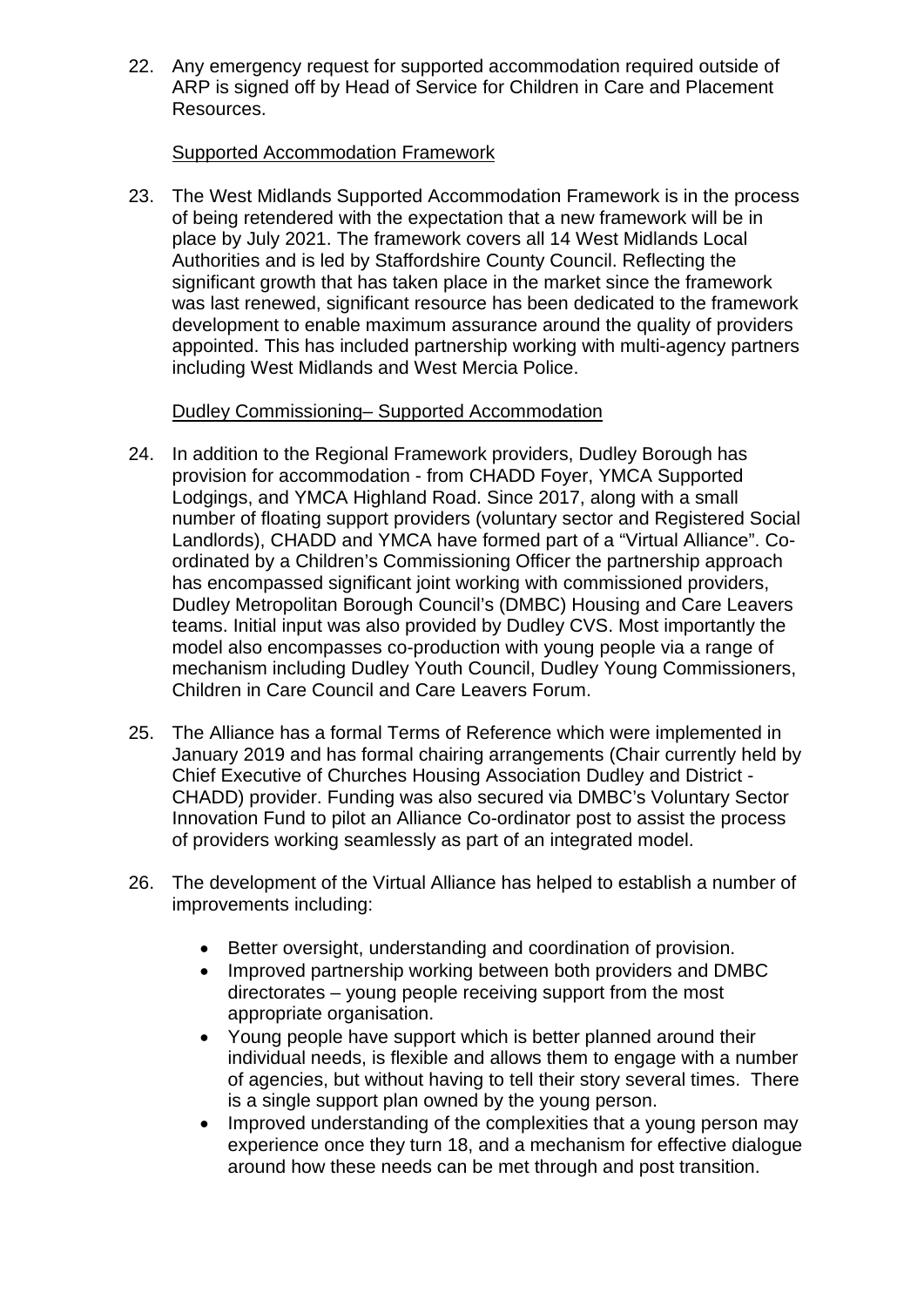22. Any emergency request for supported accommodation required outside of ARP is signed off by Head of Service for Children in Care and Placement Resources.

<u>Supported Accommodation Framework</u>

23. The West Midlands Supported Accommodation Framework is in the process of being retendered with the expectation that a new framework will be in place by July 2021. The framework covers all 14 West Midlands Local Authorities and is led by Staffordshire County Council. Reflecting the significant growth that has taken place in the market since the framework was last renewed, significant resource has been dedicated to the framework development to enable maximum assurance around the quality of providers appointed. This has included partnership working with multi-agency partners including West Midlands and West Mercia Police.

<u>Dudley Commissioning– Supported Accommodation</u>

24. In addition to the Regional Framework providers, Dudley Borough has provision for accommodation - from CHADD Foyer, YMCA Supported Lodgings, and YMCA Highland Road. Since 2017, along with a small number of floating support providers (voluntary sector and Registered Social Landlords), CHADD and YMCA have formed part of a "Virtual Alliance". Co-ordinated by a Children's Commissioning Officer the partnership approach has encompassed significant joint working with commissioned providers, Dudley Metropolitan Borough Council's (DMBC) Housing and Care Leavers teams. Initial input was also provided by Dudley CVS. Most importantly the model also encompasses co-production with young people via a range of mechanism including Dudley Youth Council, Dudley Young Commissioners, Children in Care Council and Care Leavers Forum.

25. The Alliance has a formal Terms of Reference which were implemented in January 2019 and has formal chairing arrangements (Chair currently held by Chief Executive of Churches Housing Association Dudley and District - CHADD) provider. Funding was also secured via DMBC's Voluntary Sector Innovation Fund to pilot an Alliance Co-ordinator post to assist the process of providers working seamlessly as part of an integrated model.

26. The development of the Virtual Alliance has helped to establish a number of improvements including:

    - Better oversight, understanding and coordination of provision.
    - Improved partnership working between both providers and DMBC directorates – young people receiving support from the most appropriate organisation.
    - Young people have support which is better planned around their individual needs, is flexible and allows them to engage with a number of agencies, but without having to tell their story several times. There is a single support plan owned by the young person.
    - Improved understanding of the complexities that a young person may experience once they turn 18, and a mechanism for effective dialogue around how these needs can be met through and post transition.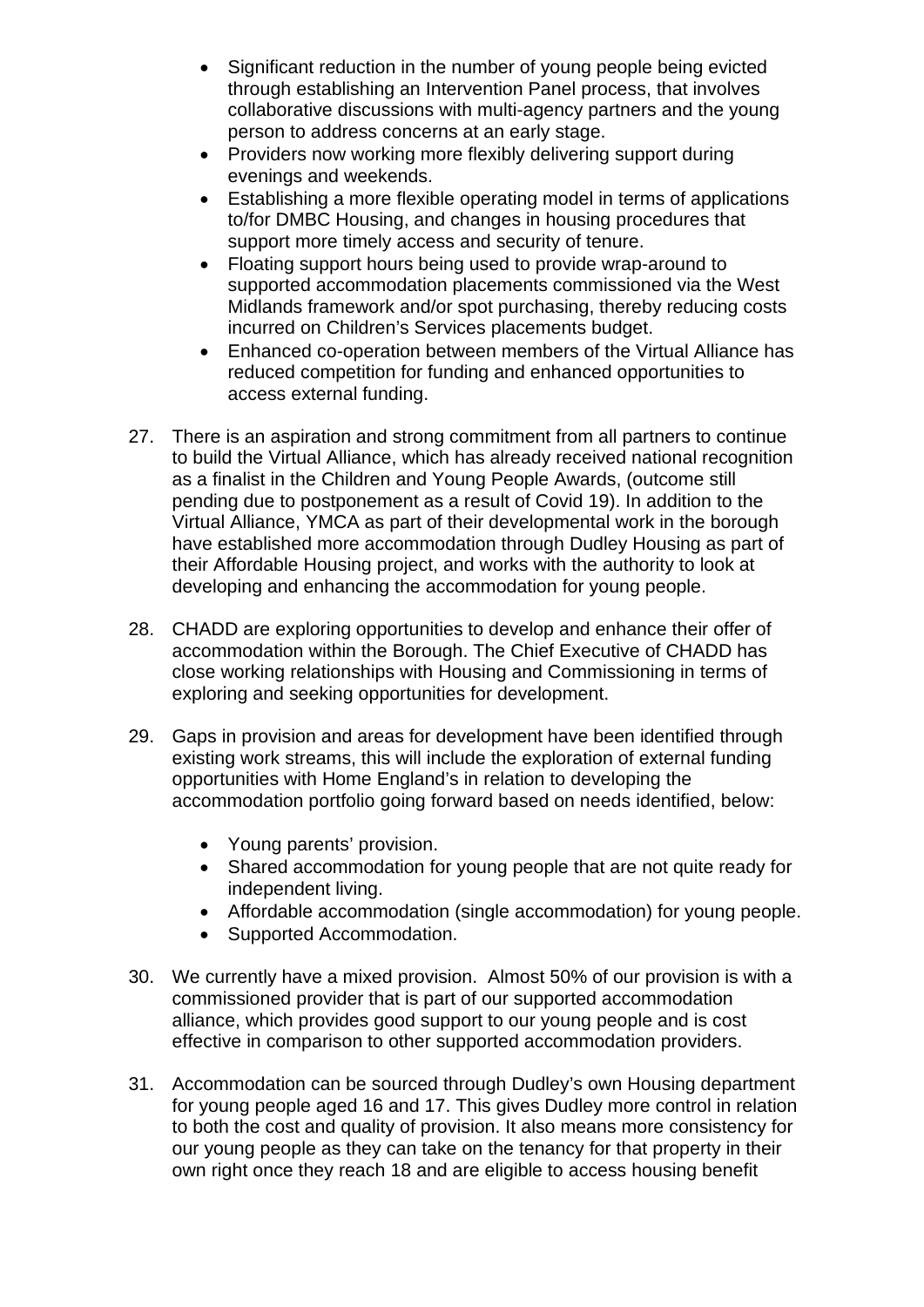- Significant reduction in the number of young people being evicted through establishing an Intervention Panel process, that involves collaborative discussions with multi-agency partners and the young person to address concerns at an early stage.
- Providers now working more flexibly delivering support during evenings and weekends.
- Establishing a more flexible operating model in terms of applications to/for DMBC Housing, and changes in housing procedures that support more timely access and security of tenure.
- Floating support hours being used to provide wrap-around to supported accommodation placements commissioned via the West Midlands framework and/or spot purchasing, thereby reducing costs incurred on Children's Services placements budget.
- Enhanced co-operation between members of the Virtual Alliance has reduced competition for funding and enhanced opportunities to access external funding.

27. There is an aspiration and strong commitment from all partners to continue to build the Virtual Alliance, which has already received national recognition as a finalist in the Children and Young People Awards, (outcome still pending due to postponement as a result of Covid 19). In addition to the Virtual Alliance, YMCA as part of their developmental work in the borough have established more accommodation through Dudley Housing as part of their Affordable Housing project, and works with the authority to look at developing and enhancing the accommodation for young people.

28. CHADD are exploring opportunities to develop and enhance their offer of accommodation within the Borough. The Chief Executive of CHADD has close working relationships with Housing and Commissioning in terms of exploring and seeking opportunities for development.

29. Gaps in provision and areas for development have been identified through existing work streams, this will include the exploration of external funding opportunities with Home England's in relation to developing the accommodation portfolio going forward based on needs identified, below:

    - Young parents' provision.
    - Shared accommodation for young people that are not quite ready for independent living.
    - Affordable accommodation (single accommodation) for young people.
    - Supported Accommodation.

30. We currently have a mixed provision. Almost 50% of our provision is with a commissioned provider that is part of our supported accommodation alliance, which provides good support to our young people and is cost effective in comparison to other supported accommodation providers.

31. Accommodation can be sourced through Dudley's own Housing department for young people aged 16 and 17. This gives Dudley more control in relation to both the cost and quality of provision. It also means more consistency for our young people as they can take on the tenancy for that property in their own right once they reach 18 and are eligible to access housing benefit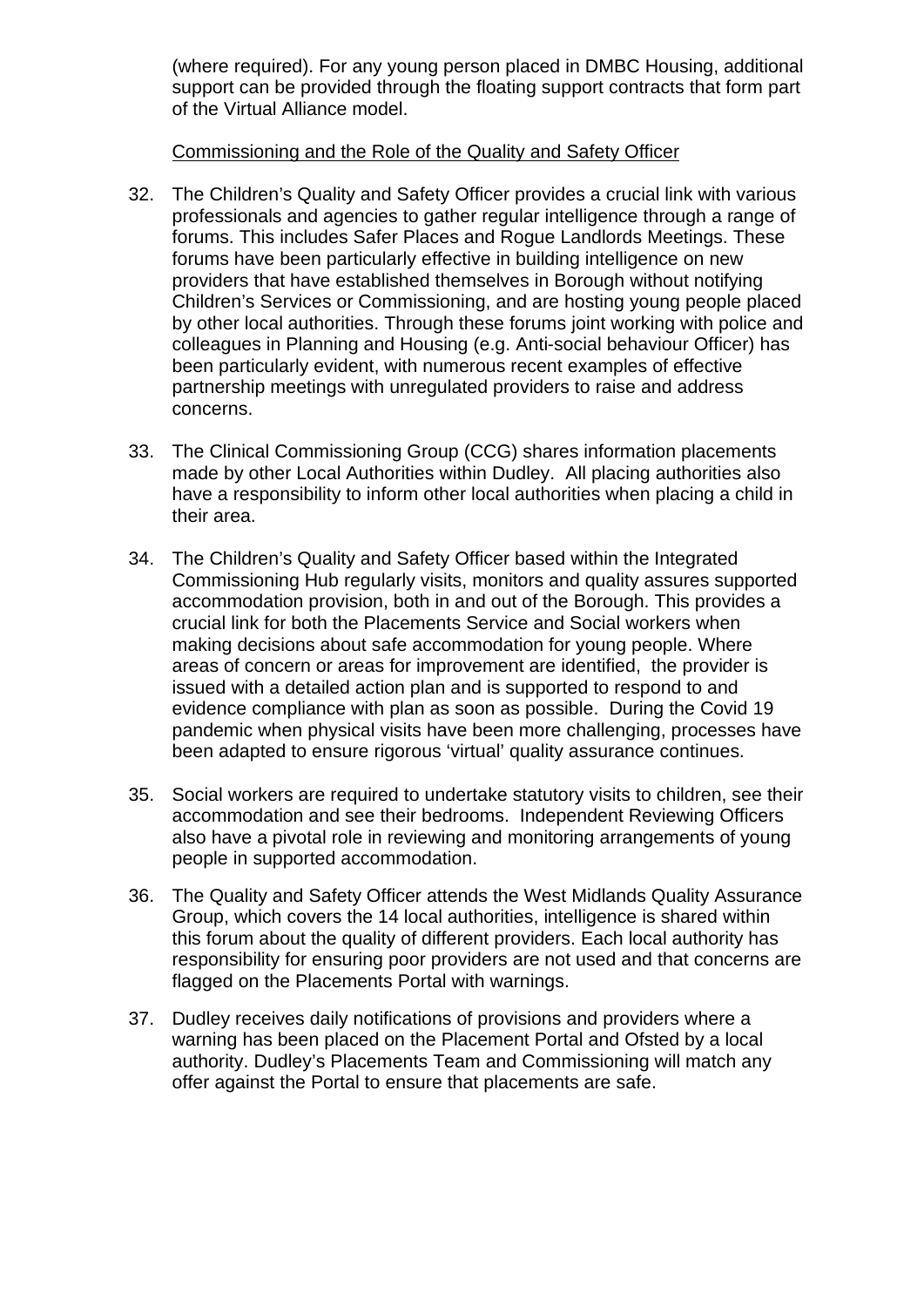(where required). For any young person placed in DMBC Housing, additional support can be provided through the floating support contracts that form part of the Virtual Alliance model.

<u>Commissioning and the Role of the Quality and Safety Officer</u>

32. The Children's Quality and Safety Officer provides a crucial link with various professionals and agencies to gather regular intelligence through a range of forums. This includes Safer Places and Rogue Landlords Meetings. These forums have been particularly effective in building intelligence on new providers that have established themselves in Borough without notifying Children's Services or Commissioning, and are hosting young people placed by other local authorities. Through these forums joint working with police and colleagues in Planning and Housing (e.g. Anti-social behaviour Officer) has been particularly evident, with numerous recent examples of effective partnership meetings with unregulated providers to raise and address concerns.

33. The Clinical Commissioning Group (CCG) shares information placements made by other Local Authorities within Dudley. All placing authorities also have a responsibility to inform other local authorities when placing a child in their area.

34. The Children's Quality and Safety Officer based within the Integrated Commissioning Hub regularly visits, monitors and quality assures supported accommodation provision, both in and out of the Borough. This provides a crucial link for both the Placements Service and Social workers when making decisions about safe accommodation for young people. Where areas of concern or areas for improvement are identified, the provider is issued with a detailed action plan and is supported to respond to and evidence compliance with plan as soon as possible. During the Covid 19 pandemic when physical visits have been more challenging, processes have been adapted to ensure rigorous 'virtual' quality assurance continues.

35. Social workers are required to undertake statutory visits to children, see their accommodation and see their bedrooms. Independent Reviewing Officers also have a pivotal role in reviewing and monitoring arrangements of young people in supported accommodation.

36. The Quality and Safety Officer attends the West Midlands Quality Assurance Group, which covers the 14 local authorities, intelligence is shared within this forum about the quality of different providers. Each local authority has responsibility for ensuring poor providers are not used and that concerns are flagged on the Placements Portal with warnings.

37. Dudley receives daily notifications of provisions and providers where a warning has been placed on the Placement Portal and Ofsted by a local authority. Dudley's Placements Team and Commissioning will match any offer against the Portal to ensure that placements are safe.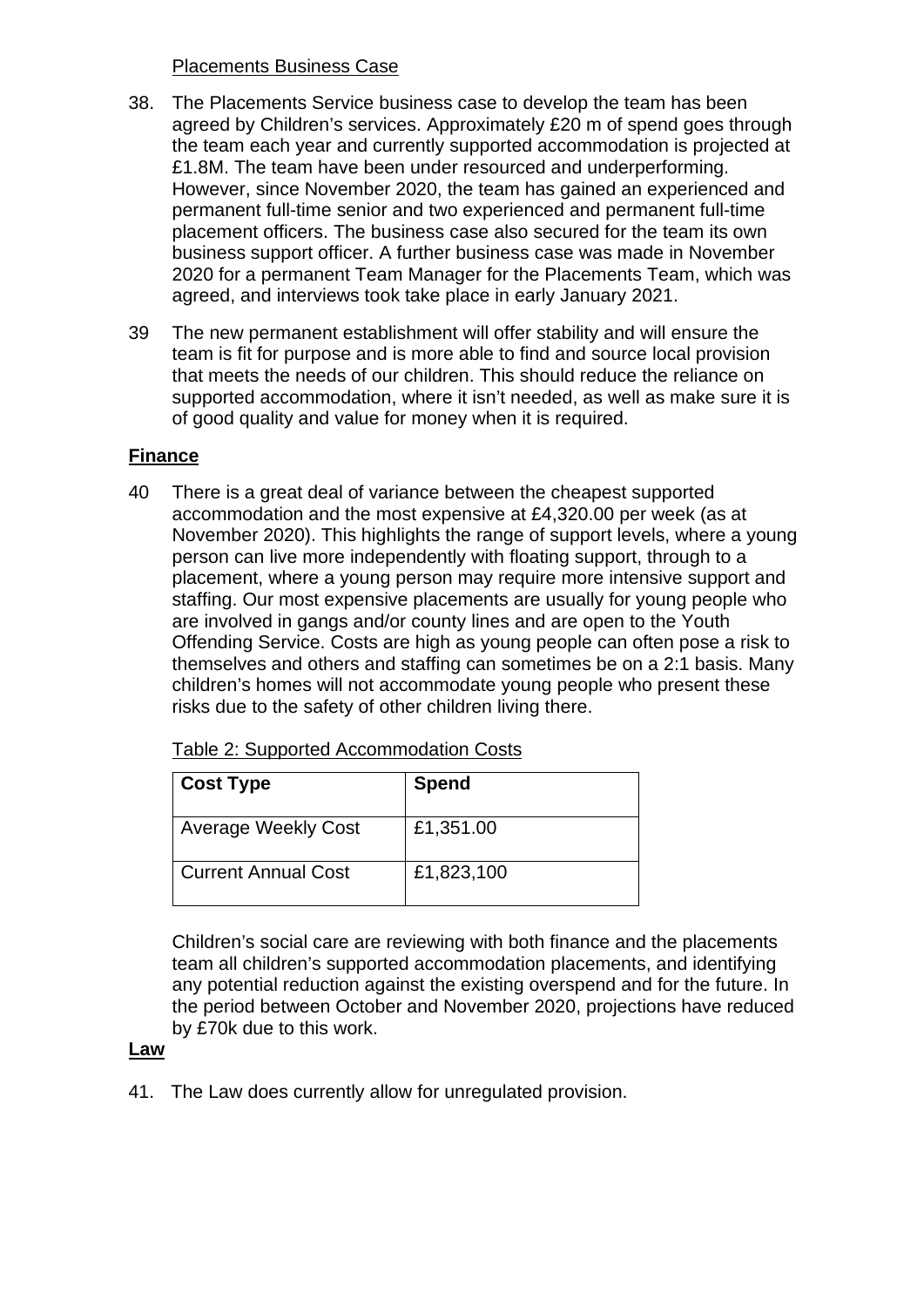Placements Business Case

38. The Placements Service business case to develop the team has been agreed by Children's services. Approximately £20 m of spend goes through the team each year and currently supported accommodation is projected at £1.8M. The team have been under resourced and underperforming. However, since November 2020, the team has gained an experienced and permanent full-time senior and two experienced and permanent full-time placement officers. The business case also secured for the team its own business support officer. A further business case was made in November 2020 for a permanent Team Manager for the Placements Team, which was agreed, and interviews took take place in early January 2021.

39 The new permanent establishment will offer stability and will ensure the team is fit for purpose and is more able to find and source local provision that meets the needs of our children. This should reduce the reliance on supported accommodation, where it isn't needed, as well as make sure it is of good quality and value for money when it is required.

## Finance

40 There is a great deal of variance between the cheapest supported accommodation and the most expensive at £4,320.00 per week (as at November 2020). This highlights the range of support levels, where a young person can live more independently with floating support, through to a placement, where a young person may require more intensive support and staffing. Our most expensive placements are usually for young people who are involved in gangs and/or county lines and are open to the Youth Offending Service. Costs are high as young people can often pose a risk to themselves and others and staffing can sometimes be on a 2:1 basis. Many children's homes will not accommodate young people who present these risks due to the safety of other children living there.

Table 2: Supported Accommodation Costs

| **Cost Type** | **Spend** |
|---|---|
| Average Weekly Cost | £1,351.00 |
| Current Annual Cost | £1,823,100 |

Children's social care are reviewing with both finance and the placements team all children's supported accommodation placements, and identifying any potential reduction against the existing overspend and for the future. In the period between October and November 2020, projections have reduced by £70k due to this work.

## Law

41. The Law does currently allow for unregulated provision.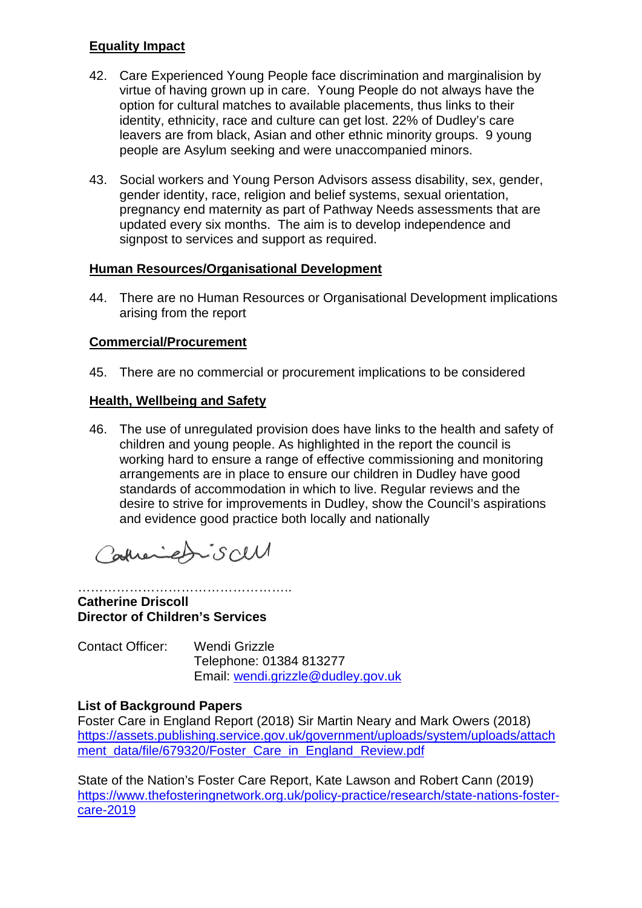**Equality Impact**

42. Care Experienced Young People face discrimination and marginalision by virtue of having grown up in care. Young People do not always have the option for cultural matches to available placements, thus links to their identity, ethnicity, race and culture can get lost. 22% of Dudley's care leavers are from black, Asian and other ethnic minority groups. 9 young people are Asylum seeking and were unaccompanied minors.

43. Social workers and Young Person Advisors assess disability, sex, gender, gender identity, race, religion and belief systems, sexual orientation, pregnancy end maternity as part of Pathway Needs assessments that are updated every six months. The aim is to develop independence and signpost to services and support as required.

**Human Resources/Organisational Development**

44. There are no Human Resources or Organisational Development implications arising from the report

**Commercial/Procurement**

45. There are no commercial or procurement implications to be considered

**Health, Wellbeing and Safety**

46. The use of unregulated provision does have links to the health and safety of children and young people. As highlighted in the report the council is working hard to ensure a range of effective commissioning and monitoring arrangements are in place to ensure our children in Dudley have good standards of accommodation in which to live. Regular reviews and the desire to strive for improvements in Dudley, show the Council's aspirations and evidence good practice both locally and nationally

…………………………………………..
**Catherine Driscoll**
**Director of Children's Services**

Contact Officer: Wendi Grizzle
Telephone: 01384 813277
Email: wendi.grizzle@dudley.gov.uk

**List of Background Papers**

Foster Care in England Report (2018) Sir Martin Neary and Mark Owers (2018)
https://assets.publishing.service.gov.uk/government/uploads/system/uploads/attachment_data/file/679320/Foster_Care_in_England_Review.pdf

State of the Nation's Foster Care Report, Kate Lawson and Robert Cann (2019)
https://www.thefosteringnetwork.org.uk/policy-practice/research/state-nations-foster-care-2019